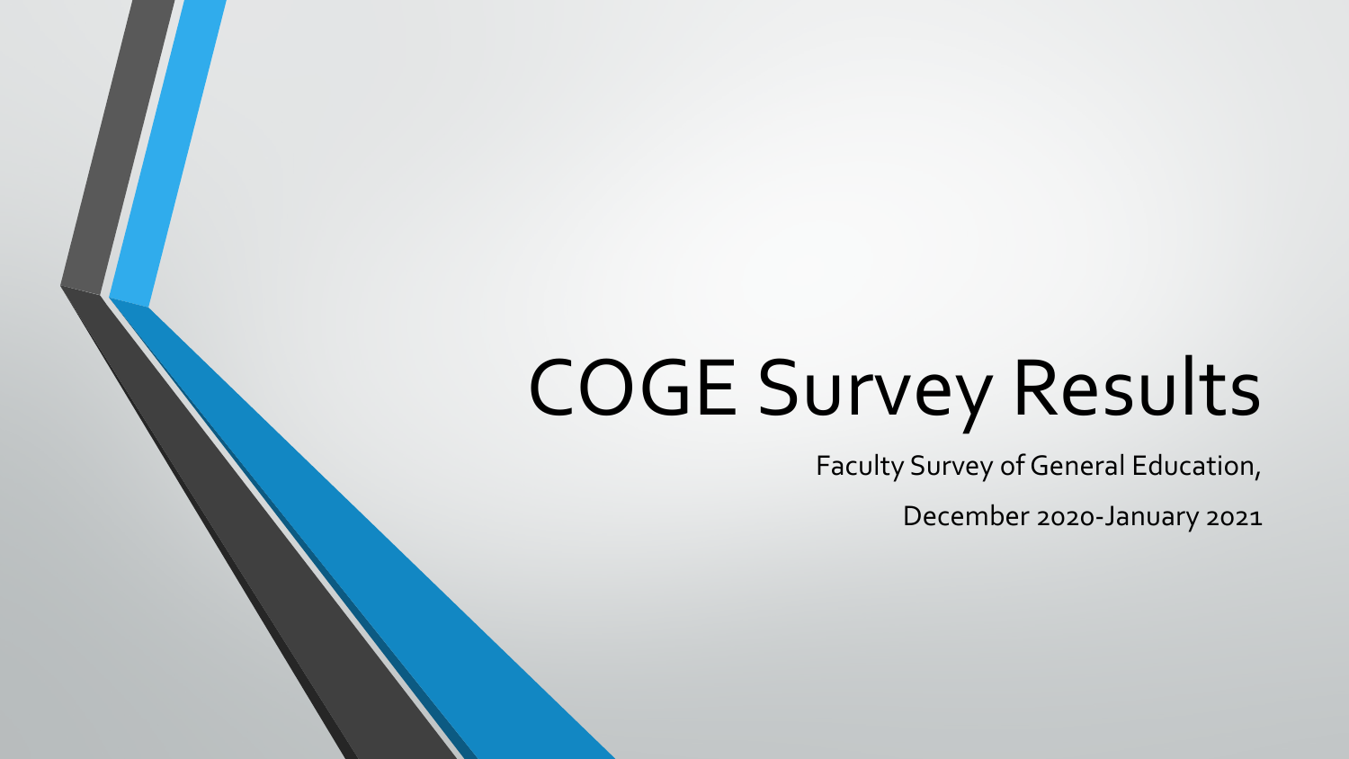# COGE Survey Results

Faculty Survey of General Education,

December 2020-January 2021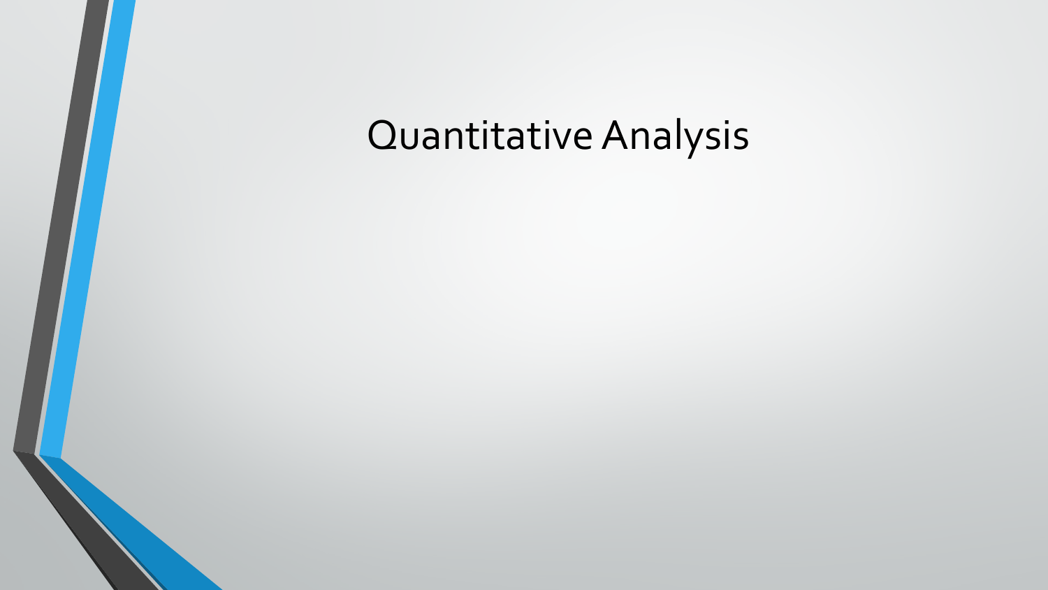# Quantitative Analysis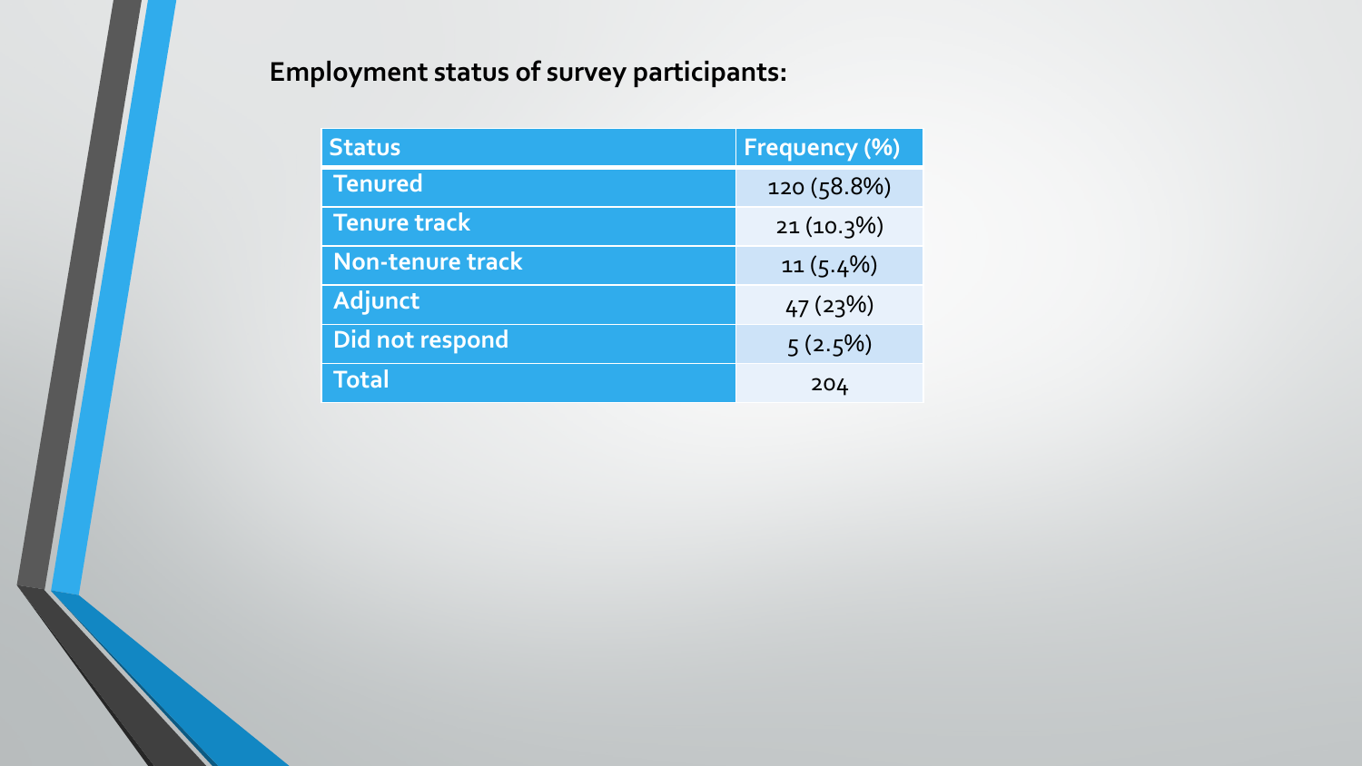**Employment status of survey participants:**

| Status | Frequency (%) |
|---|---|
| Tenured | 120 (58.8%) |
| Tenure track | 21 (10.3%) |
| Non-tenure track | 11 (5.4%) |
| Adjunct | 47 (23%) |
| Did not respond | 5 (2.5%) |
| Total | 204 |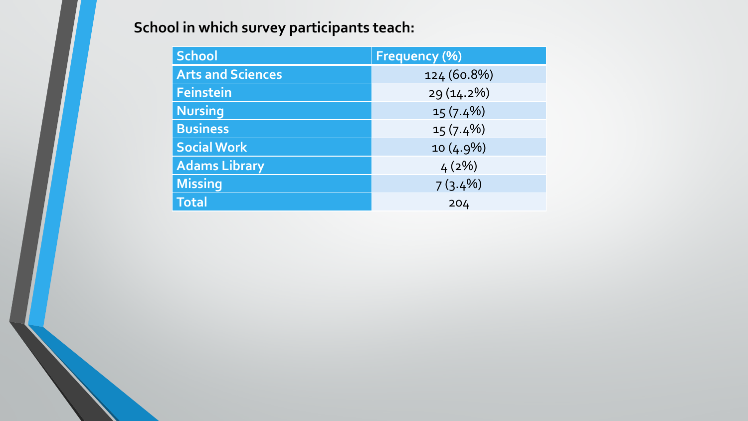**School in which survey participants teach:**

| School | Frequency (%) |
| --- | --- |
| Arts and Sciences | 124 (60.8%) |
| Feinstein | 29 (14.2%) |
| Nursing | 15 (7.4%) |
| Business | 15 (7.4%) |
| Social Work | 10 (4.9%) |
| Adams Library | 4 (2%) |
| Missing | 7 (3.4%) |
| Total | 204 |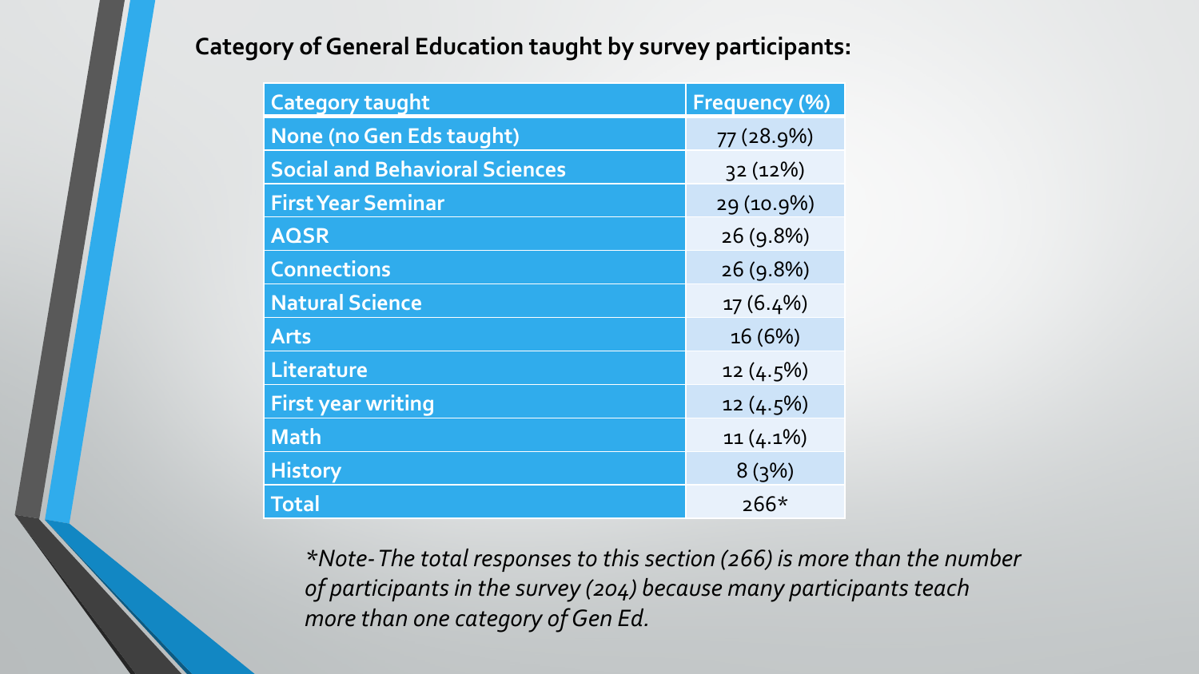**Category of General Education taught by survey participants:**

| Category taught | Frequency (%) |
|---|---|
| None (no Gen Eds taught) | 77 (28.9%) |
| Social and Behavioral Sciences | 32 (12%) |
| First Year Seminar | 29 (10.9%) |
| AQSR | 26 (9.8%) |
| Connections | 26 (9.8%) |
| Natural Science | 17 (6.4%) |
| Arts | 16 (6%) |
| Literature | 12 (4.5%) |
| First year writing | 12 (4.5%) |
| Math | 11 (4.1%) |
| History | 8 (3%) |
| Total | 266* |

*\*Note- The total responses to this section (266) is more than the number of participants in the survey (204) because many participants teach more than one category of Gen Ed.*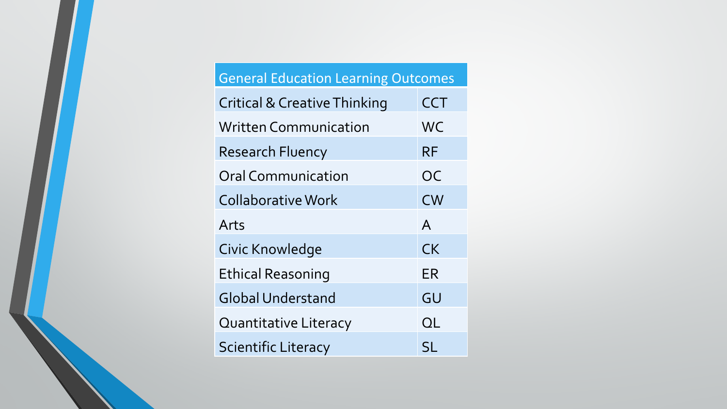| General Education Learning Outcomes | |
| --- | --- |
| Critical & Creative Thinking | CCT |
| Written Communication | WC |
| Research Fluency | RF |
| Oral Communication | OC |
| Collaborative Work | CW |
| Arts | A |
| Civic Knowledge | CK |
| Ethical Reasoning | ER |
| Global Understand | GU |
| Quantitative Literacy | QL |
| Scientific Literacy | SL |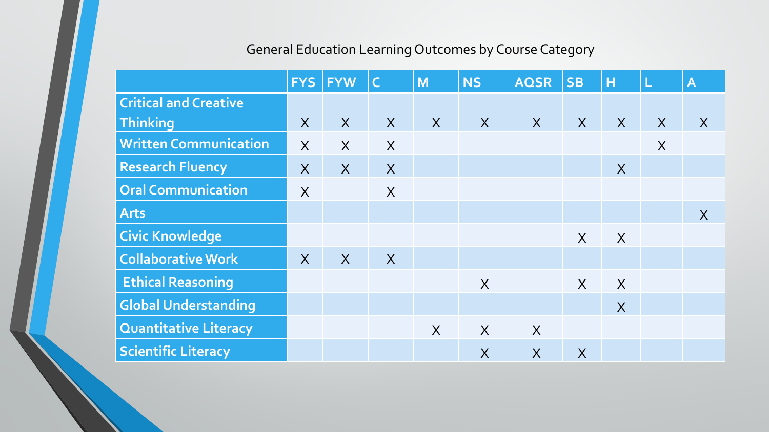General Education Learning Outcomes by Course Category

| | FYS | FYW | C | M | NS | AQSR | SB | H | L | A |
|---|---|---|---|---|---|---|---|---|---|---|
| Critical and Creative Thinking | X | X | X | X | X | X | X | X | X | X |
| Written Communication | X | X | X | | | | | | X | |
| Research Fluency | X | X | X | | | | | X | | |
| Oral Communication | X | | X | | | | | | | |
| Arts | | | | | | | | | | X |
| Civic Knowledge | | | | | | | X | X | | |
| Collaborative Work | X | X | X | | | | | | | |
| Ethical Reasoning | | | | | X | | X | X | | |
| Global Understanding | | | | | | | | X | | |
| Quantitative Literacy | | | | X | X | X | | | | |
| Scientific Literacy | | | | | X | X | X | | | |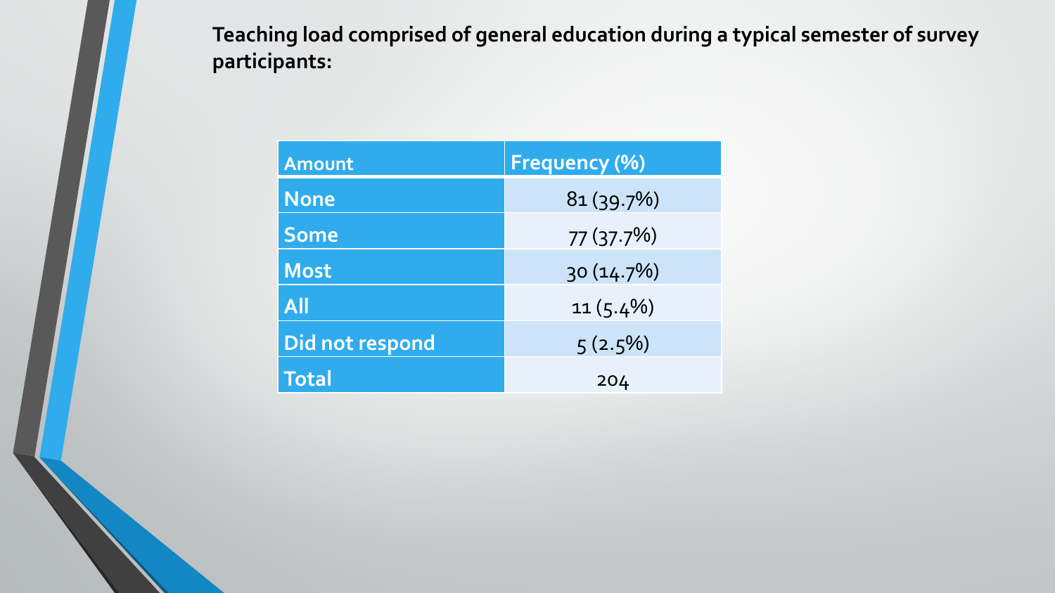**Teaching load comprised of general education during a typical semester of survey participants:**

| Amount | Frequency (%) |
|---|---|
| None | 81 (39.7%) |
| Some | 77 (37.7%) |
| Most | 30 (14.7%) |
| All | 11 (5.4%) |
| Did not respond | 5 (2.5%) |
| Total | 204 |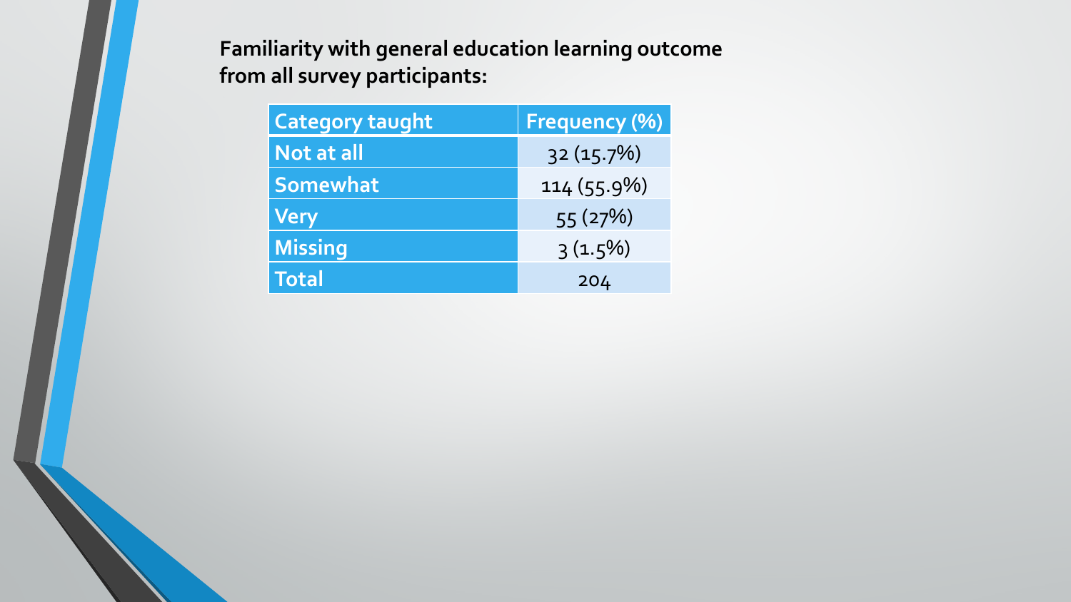**Familiarity with general education learning outcome from all survey participants:**

| Category taught | Frequency (%) |
|---|---|
| Not at all | 32 (15.7%) |
| Somewhat | 114 (55.9%) |
| Very | 55 (27%) |
| Missing | 3 (1.5%) |
| Total | 204 |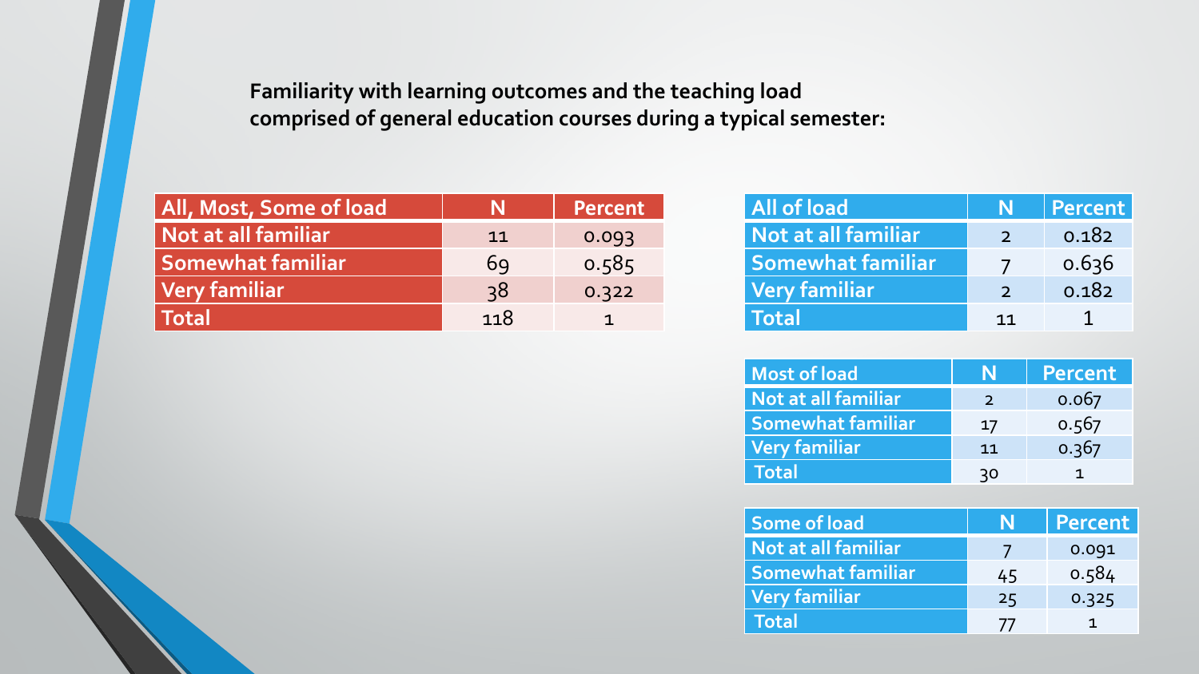**Familiarity with learning outcomes and the teaching load comprised of general education courses during a typical semester:**

| All, Most, Some of load | N | Percent |
|---|---|---|
| Not at all familiar | 11 | 0.093 |
| Somewhat familiar | 69 | 0.585 |
| Very familiar | 38 | 0.322 |
| Total | 118 | 1 |

| All of load | N | Percent |
|---|---|---|
| Not at all familiar | 2 | 0.182 |
| Somewhat familiar | 7 | 0.636 |
| Very familiar | 2 | 0.182 |
| Total | 11 | 1 |

| Most of load | N | Percent |
|---|---|---|
| Not at all familiar | 2 | 0.067 |
| Somewhat familiar | 17 | 0.567 |
| Very familiar | 11 | 0.367 |
| Total | 30 | 1 |

| Some of load | N | Percent |
|---|---|---|
| Not at all familiar | 7 | 0.091 |
| Somewhat familiar | 45 | 0.584 |
| Very familiar | 25 | 0.325 |
| Total | 77 | 1 |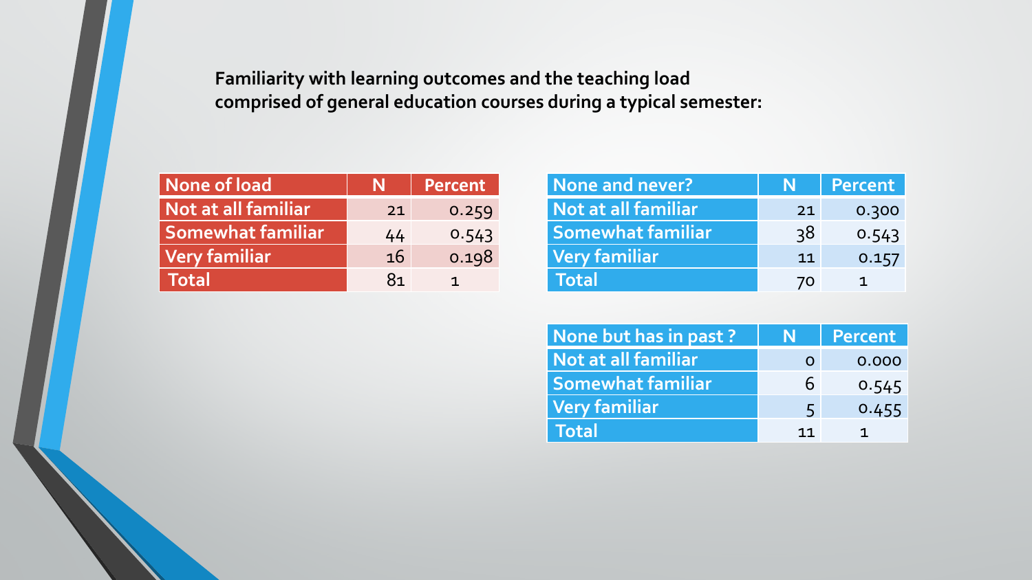**Familiarity with learning outcomes and the teaching load comprised of general education courses during a typical semester:**

| None of load | N | Percent |
|---|---|---|
| Not at all familiar | 21 | 0.259 |
| Somewhat familiar | 44 | 0.543 |
| Very familiar | 16 | 0.198 |
| Total | 81 | 1 |

| None and never? | N | Percent |
|---|---|---|
| Not at all familiar | 21 | 0.300 |
| Somewhat familiar | 38 | 0.543 |
| Very familiar | 11 | 0.157 |
| Total | 70 | 1 |

| None but has in past ? | N | Percent |
|---|---|---|
| Not at all familiar | 0 | 0.000 |
| Somewhat familiar | 6 | 0.545 |
| Very familiar | 5 | 0.455 |
| Total | 11 | 1 |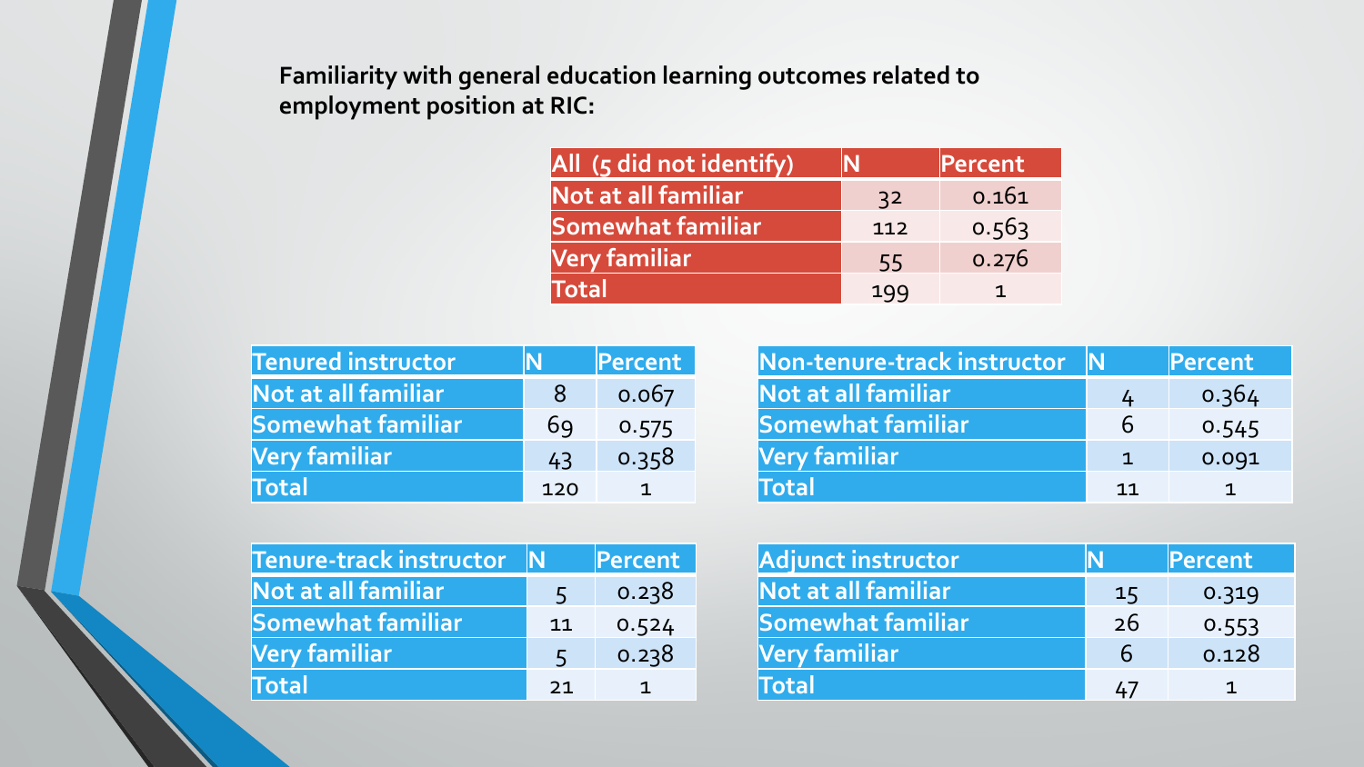**Familiarity with general education learning outcomes related to employment position at RIC:**

| All (5 did not identify) | N | Percent |
|---|---|---|
| Not at all familiar | 32 | 0.161 |
| Somewhat familiar | 112 | 0.563 |
| Very familiar | 55 | 0.276 |
| Total | 199 | 1 |

| Tenured instructor | N | Percent |
|---|---|---|
| Not at all familiar | 8 | 0.067 |
| Somewhat familiar | 69 | 0.575 |
| Very familiar | 43 | 0.358 |
| Total | 120 | 1 |

| Non-tenure-track instructor | N | Percent |
|---|---|---|
| Not at all familiar | 4 | 0.364 |
| Somewhat familiar | 6 | 0.545 |
| Very familiar | 1 | 0.091 |
| Total | 11 | 1 |

| Tenure-track instructor | N | Percent |
|---|---|---|
| Not at all familiar | 5 | 0.238 |
| Somewhat familiar | 11 | 0.524 |
| Very familiar | 5 | 0.238 |
| Total | 21 | 1 |

| Adjunct instructor | N | Percent |
|---|---|---|
| Not at all familiar | 15 | 0.319 |
| Somewhat familiar | 26 | 0.553 |
| Very familiar | 6 | 0.128 |
| Total | 47 | 1 |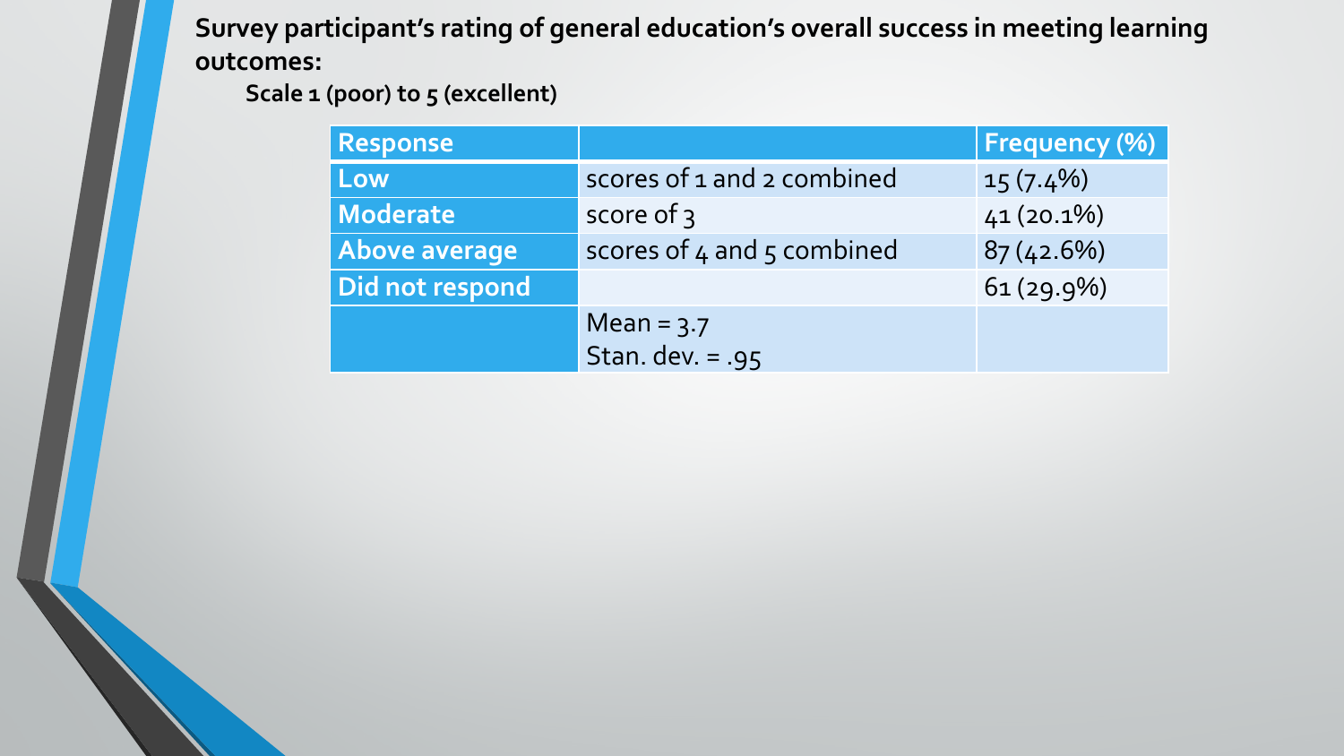**Survey participant's rating of general education's overall success in meeting learning outcomes:**

**Scale 1 (poor) to 5 (excellent)**

| Response | | Frequency (%) |
|---|---|---|
| Low | scores of 1 and 2 combined | 15 (7.4%) |
| Moderate | score of 3 | 41 (20.1%) |
| Above average | scores of 4 and 5 combined | 87 (42.6%) |
| Did not respond | | 61 (29.9%) |
| | Mean = 3.7<br>Stan. dev. = .95 | |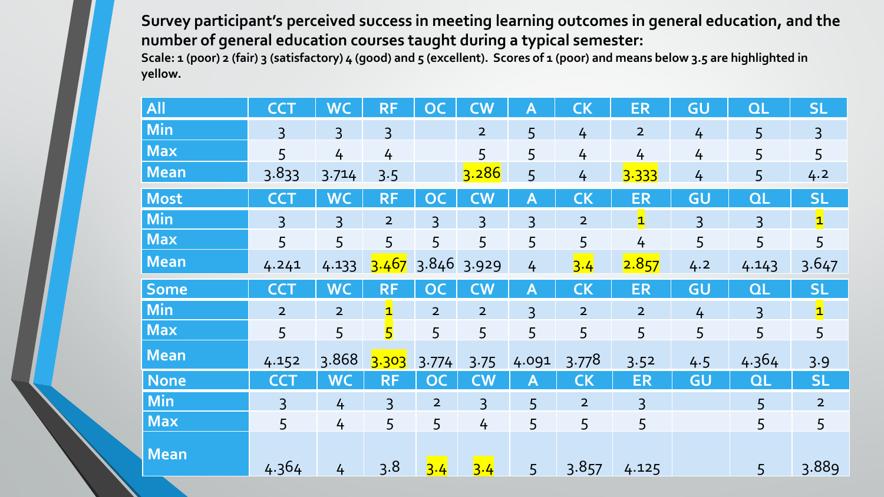**Survey participant's perceived success in meeting learning outcomes in general education, and the number of general education courses taught during a typical semester:**

**Scale: 1 (poor) 2 (fair) 3 (satisfactory) 4 (good) and 5 (excellent). Scores of 1 (poor) and means below 3.5 are highlighted in yellow.**

| All | CCT | WC | RF | OC | CW | A | CK | ER | GU | QL | SL |
|---|---|---|---|---|---|---|---|---|---|---|---|
| Min | 3 | 3 | 3 | | 2 | 5 | 4 | 2 | 4 | 5 | 3 |
| Max | 5 | 4 | 4 | | 5 | 5 | 4 | 4 | 4 | 5 | 5 |
| Mean | 3.833 | 3.714 | 3.5 | | 3.286 | 5 | 4 | 3.333 | 4 | 5 | 4.2 |

| Most | CCT | WC | RF | OC | CW | A | CK | ER | GU | QL | SL |
|---|---|---|---|---|---|---|---|---|---|---|---|
| Min | 3 | 3 | 2 | 3 | 3 | 3 | 2 | 1 | 3 | 3 | 1 |
| Max | 5 | 5 | 5 | 5 | 5 | 5 | 5 | 4 | 5 | 5 | 5 |
| Mean | 4.241 | 4.133 | 3.467 | 3.846 | 3.929 | 4 | 3.4 | 2.857 | 4.2 | 4.143 | 3.647 |

| Some | CCT | WC | RF | OC | CW | A | CK | ER | GU | QL | SL |
|---|---|---|---|---|---|---|---|---|---|---|---|
| Min | 2 | 2 | 1 | 2 | 2 | 3 | 2 | 2 | 4 | 3 | 1 |
| Max | 5 | 5 | 5 | 5 | 5 | 5 | 5 | 5 | 5 | 5 | 5 |
| Mean | 4.152 | 3.868 | 3.303 | 3.774 | 3.75 | 4.091 | 3.778 | 3.52 | 4.5 | 4.364 | 3.9 |

| None | CCT | WC | RF | OC | CW | A | CK | ER | GU | QL | SL |
|---|---|---|---|---|---|---|---|---|---|---|---|
| Min | 3 | 4 | 3 | 2 | 3 | 5 | 2 | 3 | | 5 | 2 |
| Max | 5 | 4 | 5 | 5 | 4 | 5 | 5 | 5 | | 5 | 5 |
| Mean | 4.364 | 4 | 3.8 | 3.4 | 3.4 | 5 | 3.857 | 4.125 | | 5 | 3.889 |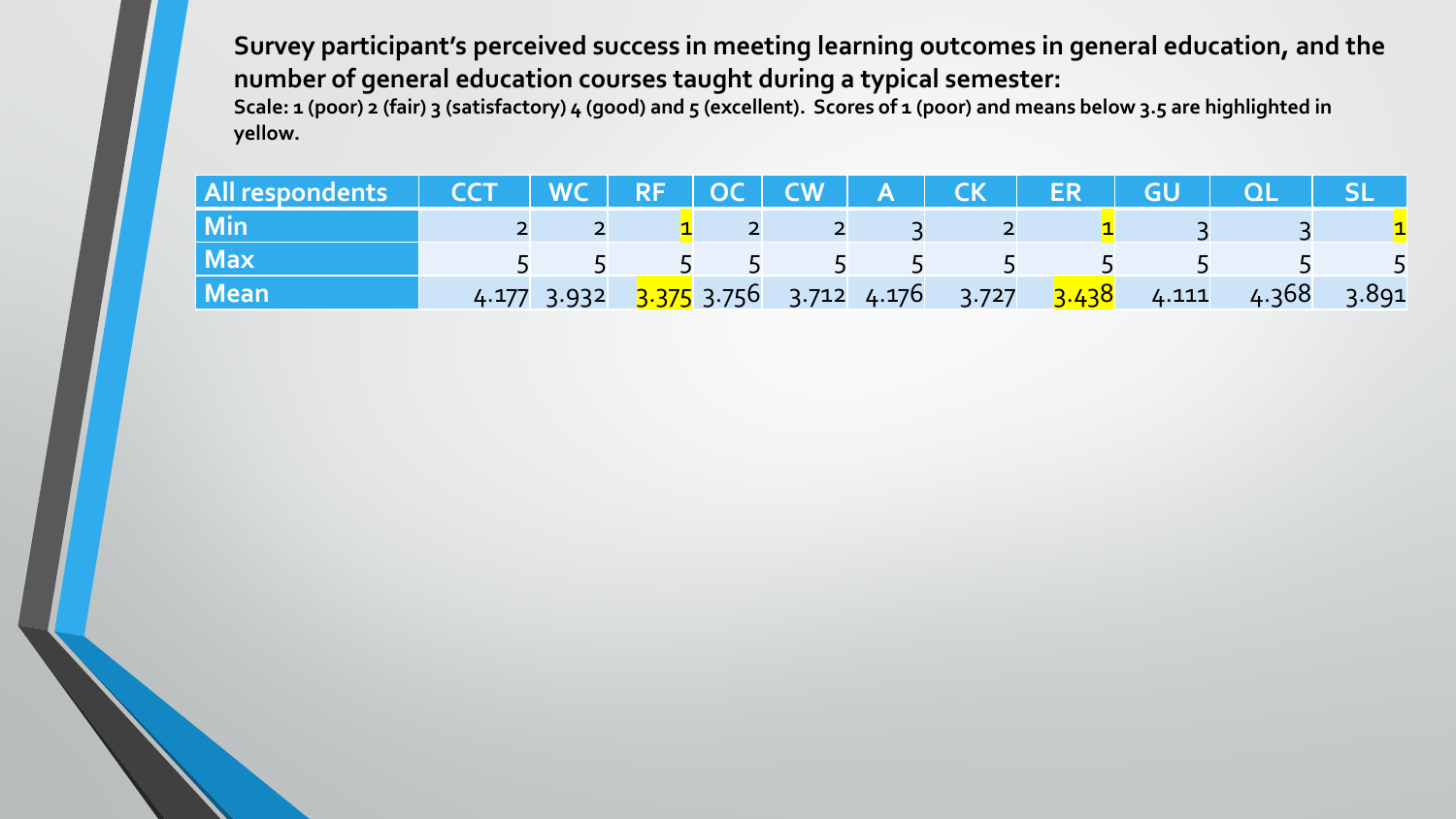**Survey participant's perceived success in meeting learning outcomes in general education, and the number of general education courses taught during a typical semester:**

**Scale: 1 (poor) 2 (fair) 3 (satisfactory) 4 (good) and 5 (excellent). Scores of 1 (poor) and means below 3.5 are highlighted in yellow.**

| All respondents | CCT | WC | RF | OC | CW | A | CK | ER | GU | QL | SL |
|---|---|---|---|---|---|---|---|---|---|---|---|
| Min | 2 | 2 | 1 | 2 | 2 | 3 | 2 | 1 | 3 | 3 | 1 |
| Max | 5 | 5 | 5 | 5 | 5 | 5 | 5 | 5 | 5 | 5 | 5 |
| Mean | 4.177 | 3.932 | 3.375 | 3.756 | 3.712 | 4.176 | 3.727 | 3.438 | 4.111 | 4.368 | 3.891 |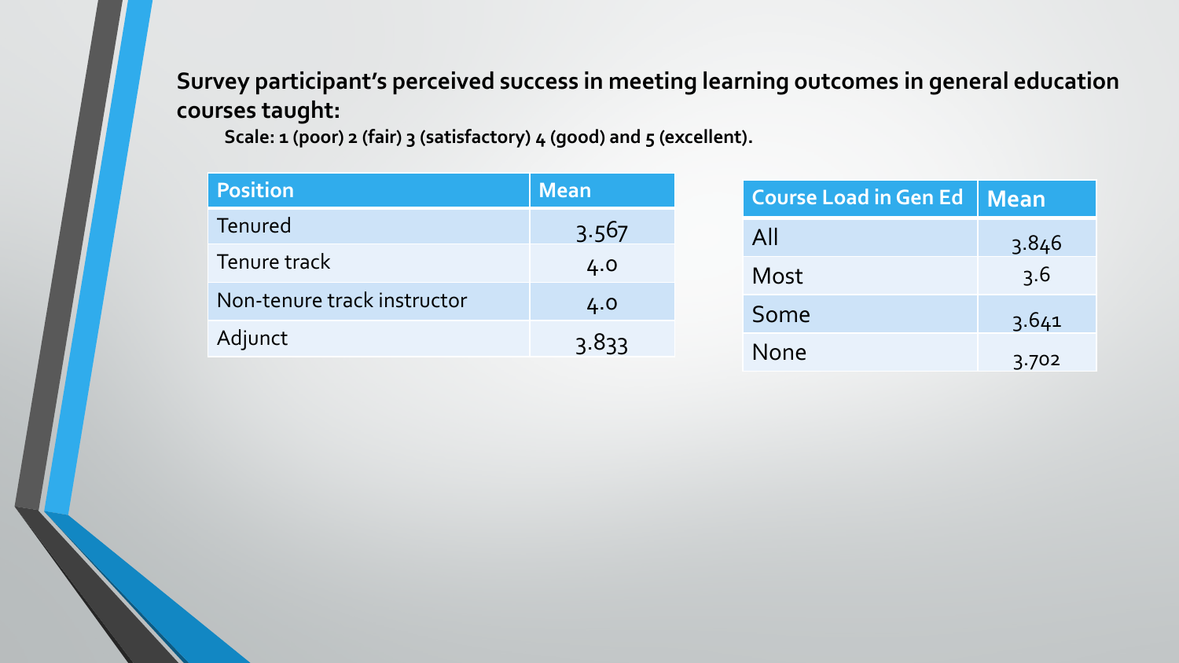**Survey participant's perceived success in meeting learning outcomes in general education courses taught:**

**Scale: 1 (poor) 2 (fair) 3 (satisfactory) 4 (good) and 5 (excellent).**

| Position | Mean |
|---|---|
| Tenured | 3.567 |
| Tenure track | 4.0 |
| Non-tenure track instructor | 4.0 |
| Adjunct | 3.833 |

| Course Load in Gen Ed | Mean |
|---|---|
| All | 3.846 |
| Most | 3.6 |
| Some | 3.641 |
| None | 3.702 |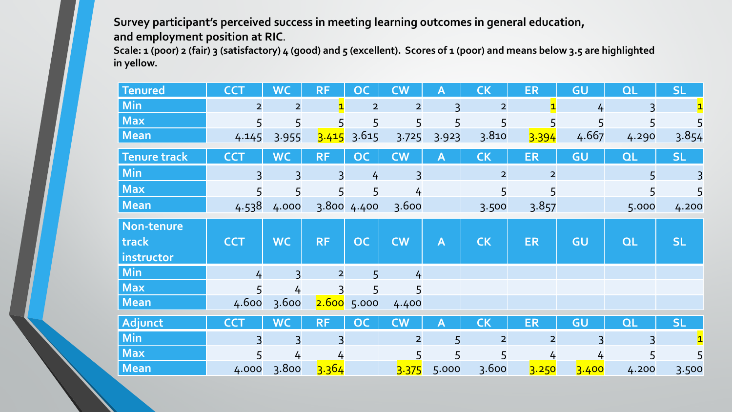**Survey participant's perceived success in meeting learning outcomes in general education, and employment position at RIC.**

**Scale: 1 (poor) 2 (fair) 3 (satisfactory) 4 (good) and 5 (excellent). Scores of 1 (poor) and means below 3.5 are highlighted in yellow.**

| Tenured | CCT | WC | RF | OC | CW | A | CK | ER | GU | QL | SL |
|---|---|---|---|---|---|---|---|---|---|---|---|
| Min | 2 | 2 | 1 | 2 | 2 | 3 | 2 | 1 | 4 | 3 | 1 |
| Max | 5 | 5 | 5 | 5 | 5 | 5 | 5 | 5 | 5 | 5 | 5 |
| Mean | 4.145 | 3.955 | 3.415 | 3.615 | 3.725 | 3.923 | 3.810 | 3.394 | 4.667 | 4.290 | 3.854 |

| Tenure track | CCT | WC | RF | OC | CW | A | CK | ER | GU | QL | SL |
|---|---|---|---|---|---|---|---|---|---|---|---|
| Min | 3 | 3 | 3 | 4 | 3 | | 2 | 2 | | 5 | 3 |
| Max | 5 | 5 | 5 | 5 | 4 | | 5 | 5 | | 5 | 5 |
| Mean | 4.538 | 4.000 | 3.800 | 4.400 | 3.600 | | 3.500 | 3.857 | | 5.000 | 4.200 |

| Non-tenure track instructor | CCT | WC | RF | OC | CW | A | CK | ER | GU | QL | SL |
|---|---|---|---|---|---|---|---|---|---|---|---|
| Min | 4 | 3 | 2 | 5 | 4 | | | | | | |
| Max | 5 | 4 | 3 | 5 | 5 | | | | | | |
| Mean | 4.600 | 3.600 | 2.600 | 5.000 | 4.400 | | | | | | |

| Adjunct | CCT | WC | RF | OC | CW | A | CK | ER | GU | QL | SL |
|---|---|---|---|---|---|---|---|---|---|---|---|
| Min | 3 | 3 | 3 | | 2 | 5 | 2 | 2 | 3 | 3 | 1 |
| Max | 5 | 4 | 4 | | 5 | 5 | 5 | 4 | 4 | 5 | 5 |
| Mean | 4.000 | 3.800 | 3.364 | | 3.375 | 5.000 | 3.600 | 3.250 | 3.400 | 4.200 | 3.500 |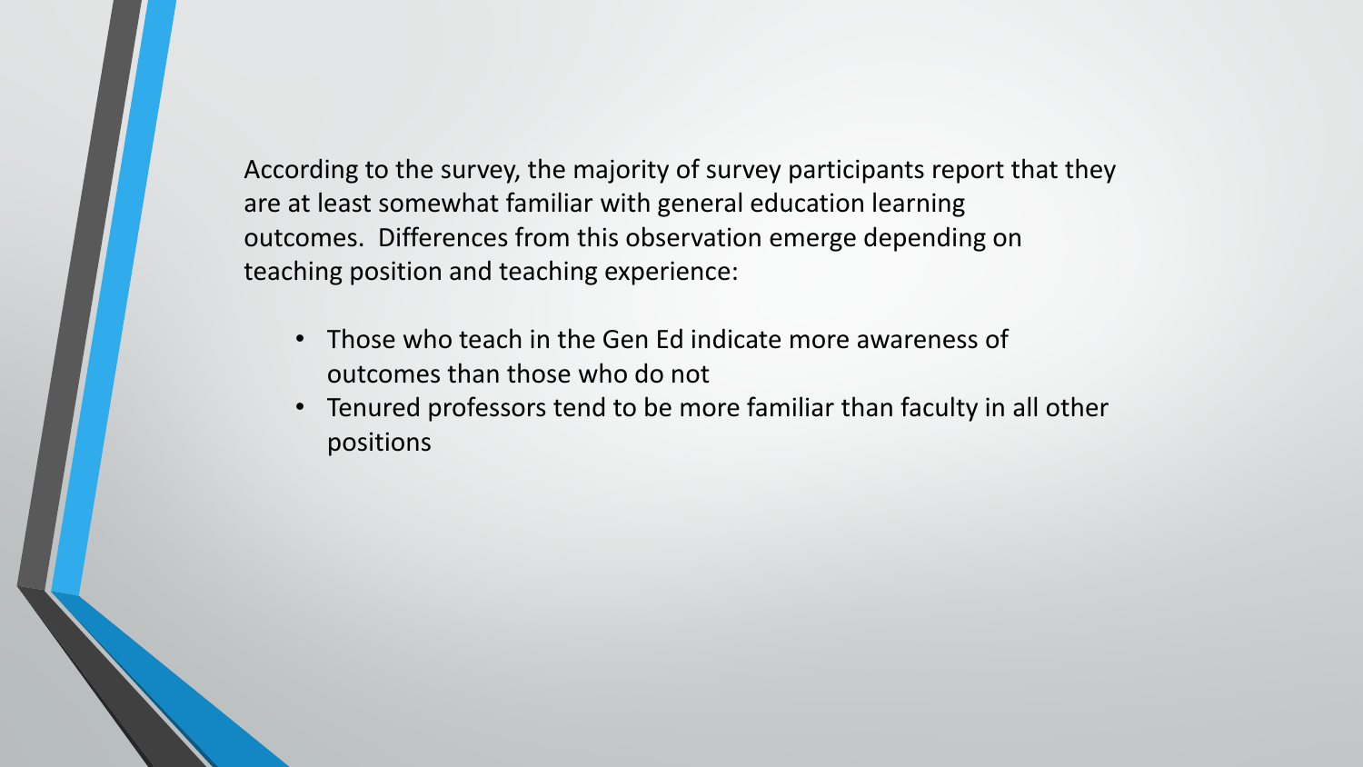According to the survey, the majority of survey participants report that they are at least somewhat familiar with general education learning outcomes. Differences from this observation emerge depending on teaching position and teaching experience:

- Those who teach in the Gen Ed indicate more awareness of outcomes than those who do not
- Tenured professors tend to be more familiar than faculty in all other positions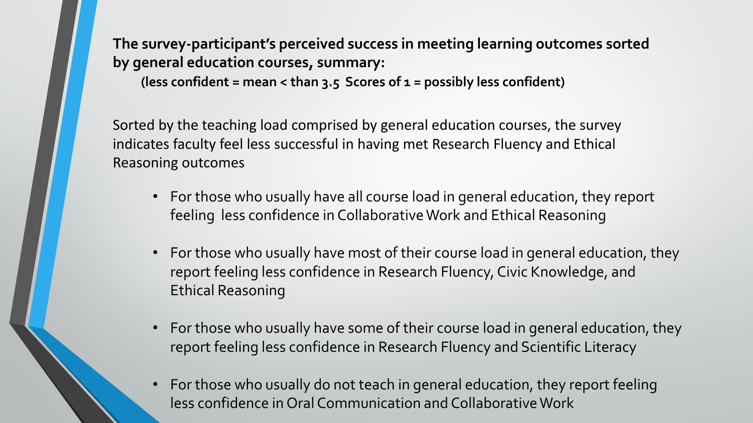**The survey-participant's perceived success in meeting learning outcomes sorted by general education courses, summary:**

**(less confident = mean < than 3.5 Scores of 1 = possibly less confident)**

Sorted by the teaching load comprised by general education courses, the survey indicates faculty feel less successful in having met Research Fluency and Ethical Reasoning outcomes

- For those who usually have all course load in general education, they report feeling less confidence in Collaborative Work and Ethical Reasoning
- For those who usually have most of their course load in general education, they report feeling less confidence in Research Fluency, Civic Knowledge, and Ethical Reasoning
- For those who usually have some of their course load in general education, they report feeling less confidence in Research Fluency and Scientific Literacy
- For those who usually do not teach in general education, they report feeling less confidence in Oral Communication and Collaborative Work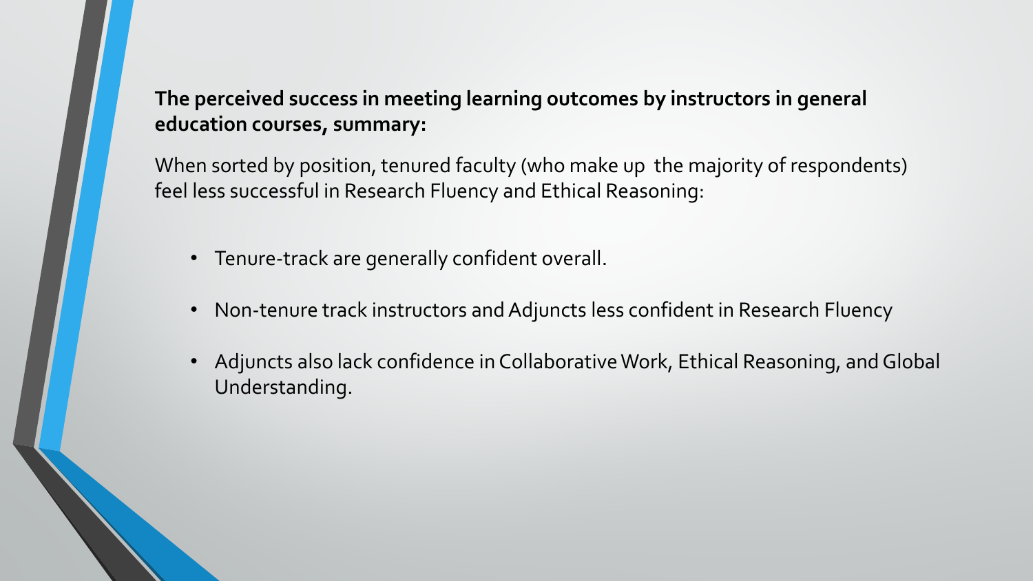**The perceived success in meeting learning outcomes by instructors in general education courses, summary:**

When sorted by position, tenured faculty (who make up the majority of respondents) feel less successful in Research Fluency and Ethical Reasoning:

- Tenure-track are generally confident overall.
- Non-tenure track instructors and Adjuncts less confident in Research Fluency
- Adjuncts also lack confidence in Collaborative Work, Ethical Reasoning, and Global Understanding.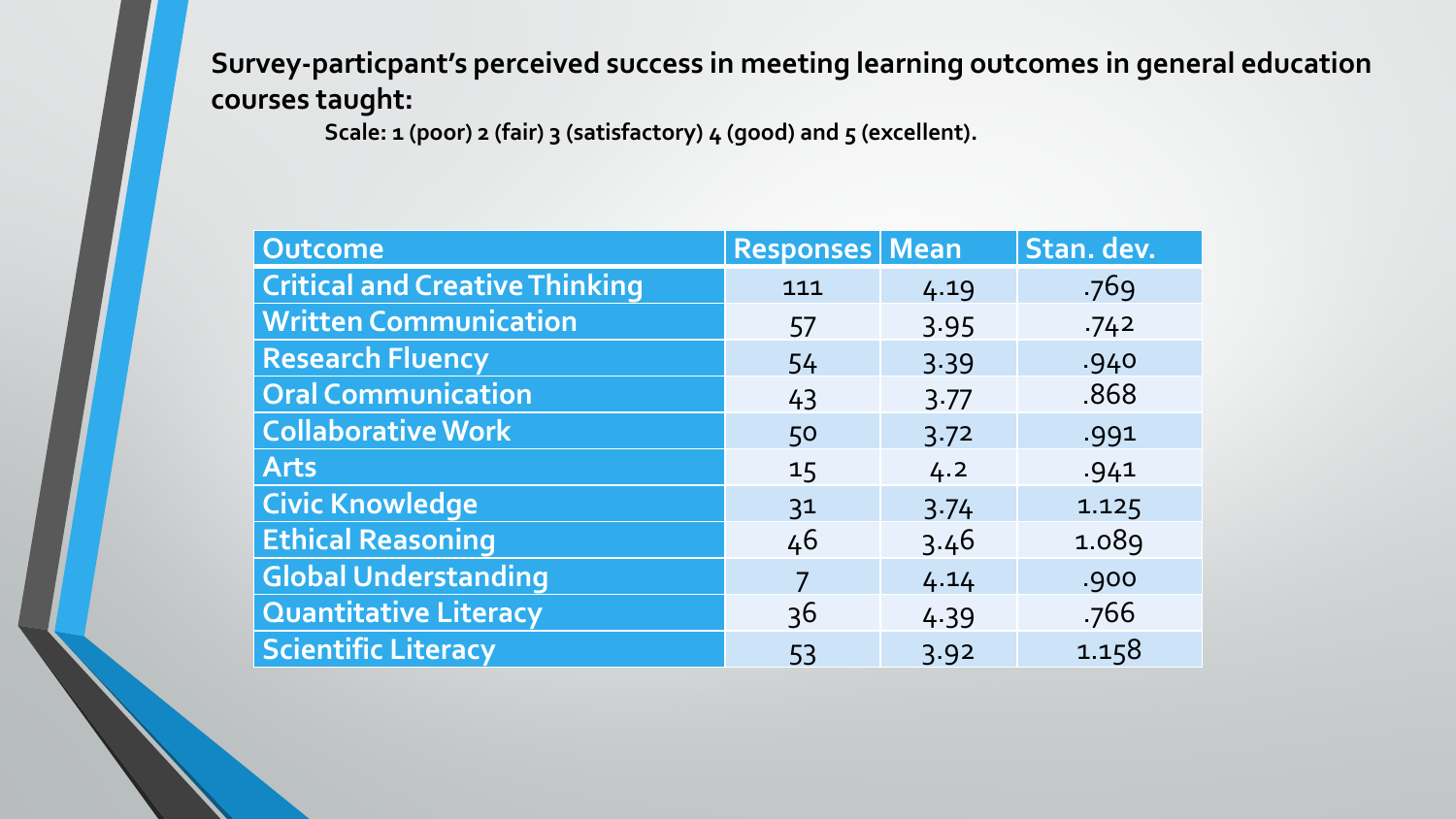**Survey-particpant's perceived success in meeting learning outcomes in general education courses taught:**

**Scale: 1 (poor) 2 (fair) 3 (satisfactory) 4 (good) and 5 (excellent).**

| Outcome | Responses | Mean | Stan. dev. |
|---|---|---|---|
| Critical and Creative Thinking | 111 | 4.19 | .769 |
| Written Communication | 57 | 3.95 | .742 |
| Research Fluency | 54 | 3.39 | .940 |
| Oral Communication | 43 | 3.77 | .868 |
| Collaborative Work | 50 | 3.72 | .991 |
| Arts | 15 | 4.2 | .941 |
| Civic Knowledge | 31 | 3.74 | 1.125 |
| Ethical Reasoning | 46 | 3.46 | 1.089 |
| Global Understanding | 7 | 4.14 | .900 |
| Quantitative Literacy | 36 | 4.39 | .766 |
| Scientific Literacy | 53 | 3.92 | 1.158 |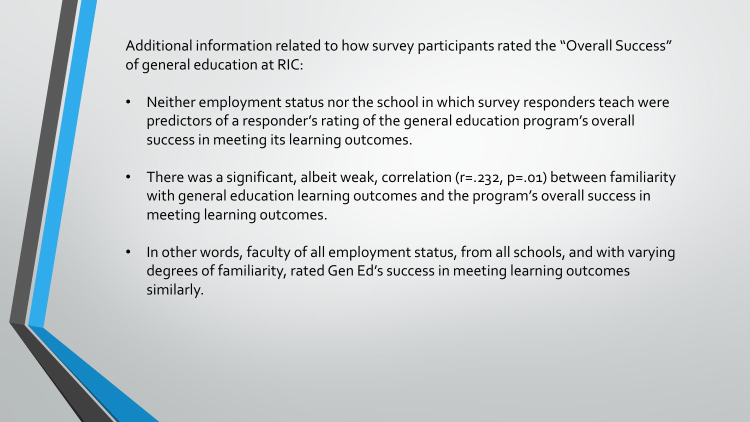Additional information related to how survey participants rated the "Overall Success" of general education at RIC:

- Neither employment status nor the school in which survey responders teach were predictors of a responder's rating of the general education program's overall success in meeting its learning outcomes.
- There was a significant, albeit weak, correlation ($r=.232$, $p=.01$) between familiarity with general education learning outcomes and the program's overall success in meeting learning outcomes.
- In other words, faculty of all employment status, from all schools, and with varying degrees of familiarity, rated Gen Ed's success in meeting learning outcomes similarly.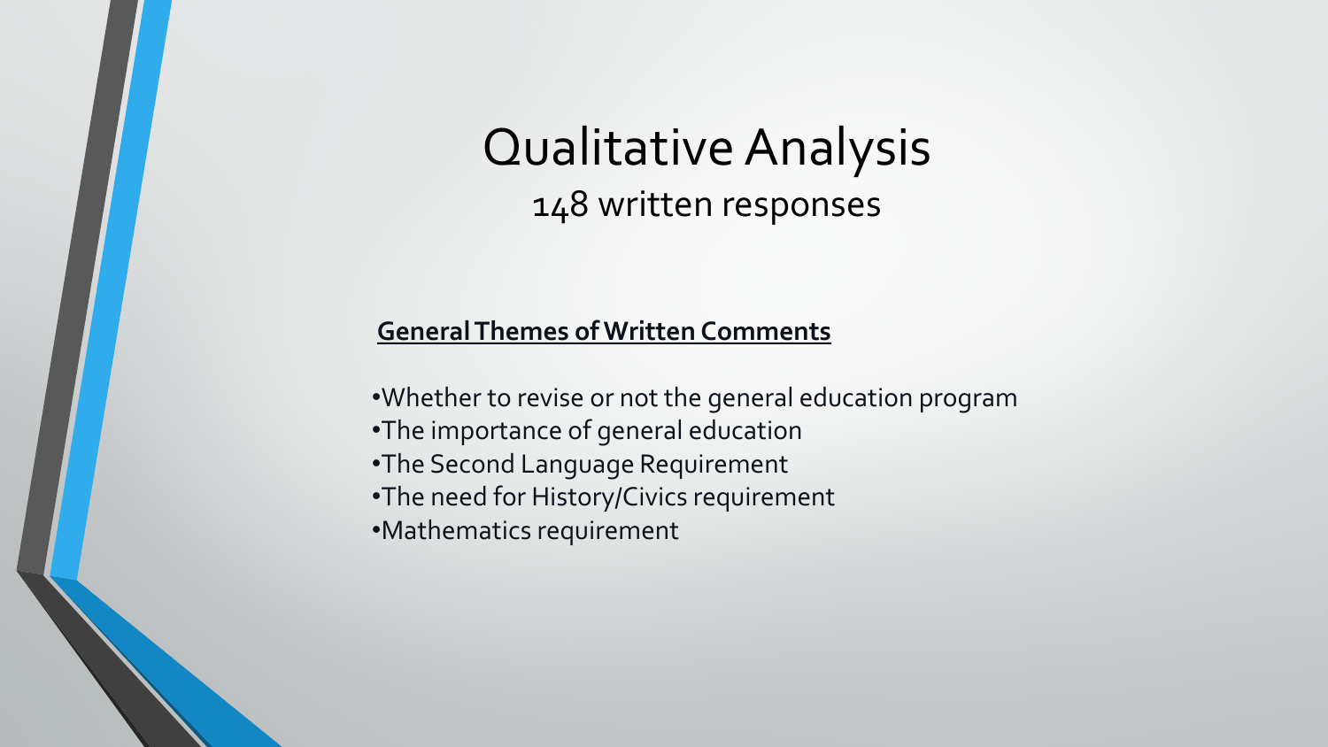# Qualitative Analysis

148 written responses

**General Themes of Written Comments**

- Whether to revise or not the general education program
- The importance of general education
- The Second Language Requirement
- The need for History/Civics requirement
- Mathematics requirement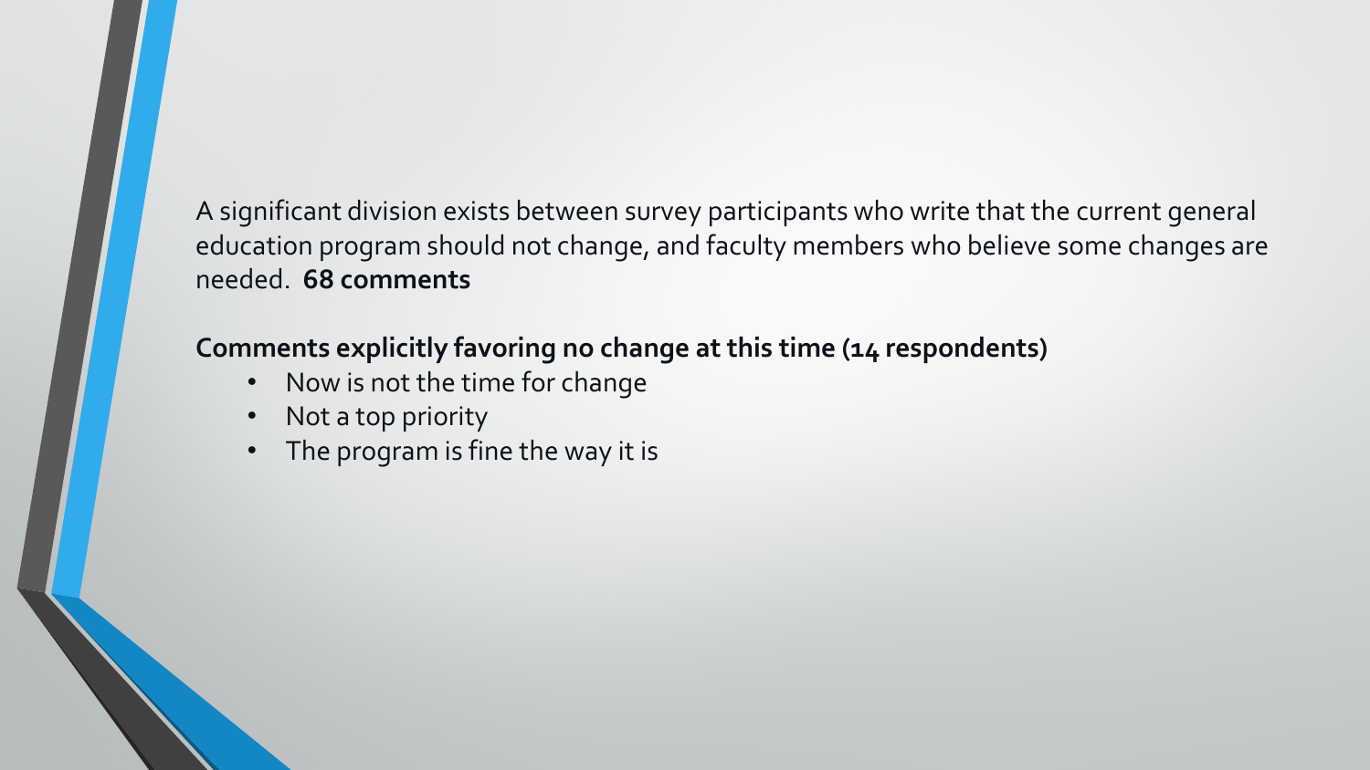A significant division exists between survey participants who write that the current general education program should not change, and faculty members who believe some changes are needed. **68 comments**

**Comments explicitly favoring no change at this time (14 respondents)**

- Now is not the time for change
- Not a top priority
- The program is fine the way it is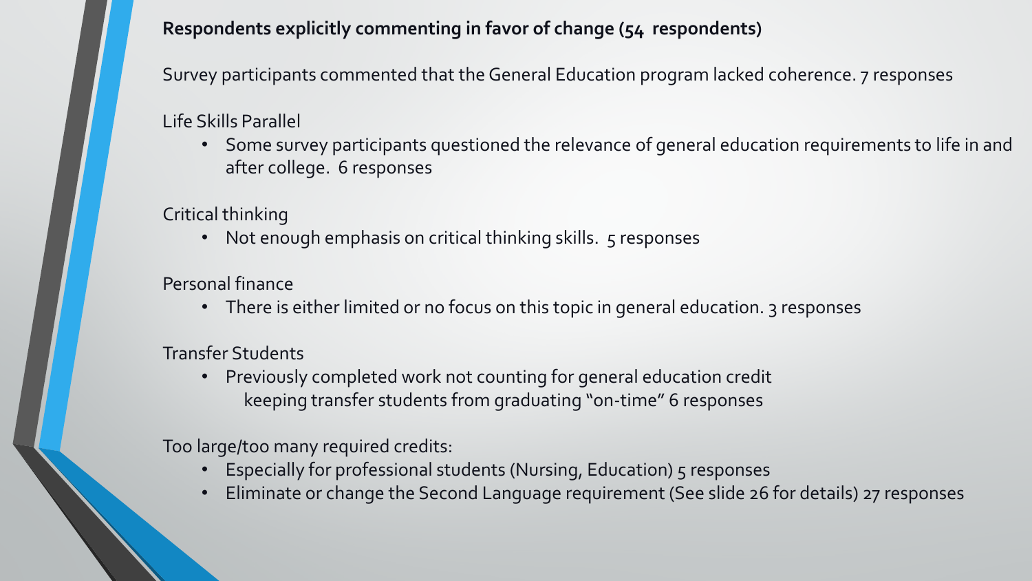**Respondents explicitly commenting in favor of change (54 respondents)**

Survey participants commented that the General Education program lacked coherence. 7 responses

Life Skills Parallel

- Some survey participants questioned the relevance of general education requirements to life in and after college. 6 responses

Critical thinking

- Not enough emphasis on critical thinking skills. 5 responses

Personal finance

- There is either limited or no focus on this topic in general education. 3 responses

Transfer Students

- Previously completed work not counting for general education credit keeping transfer students from graduating "on-time" 6 responses

Too large/too many required credits:

- Especially for professional students (Nursing, Education) 5 responses
- Eliminate or change the Second Language requirement (See slide 26 for details) 27 responses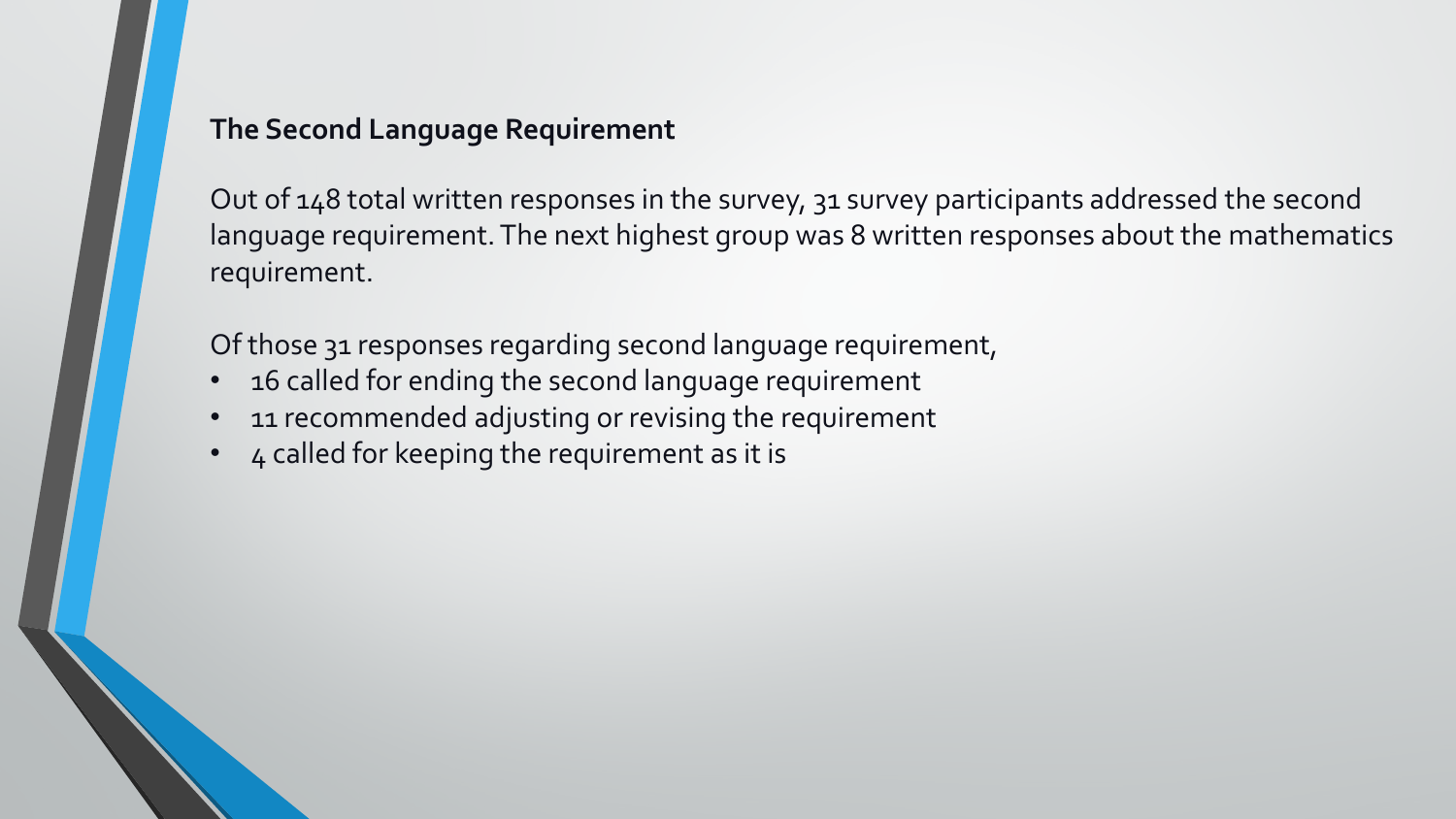## The Second Language Requirement

Out of 148 total written responses in the survey, 31 survey participants addressed the second language requirement. The next highest group was 8 written responses about the mathematics requirement.

Of those 31 responses regarding second language requirement,

- 16 called for ending the second language requirement
- 11 recommended adjusting or revising the requirement
- 4 called for keeping the requirement as it is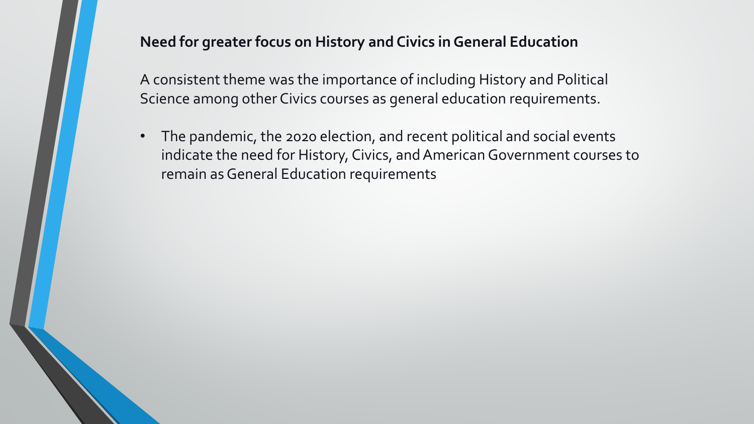## Need for greater focus on History and Civics in General Education

A consistent theme was the importance of including History and Political Science among other Civics courses as general education requirements.

- The pandemic, the 2020 election, and recent political and social events indicate the need for History, Civics, and American Government courses to remain as General Education requirements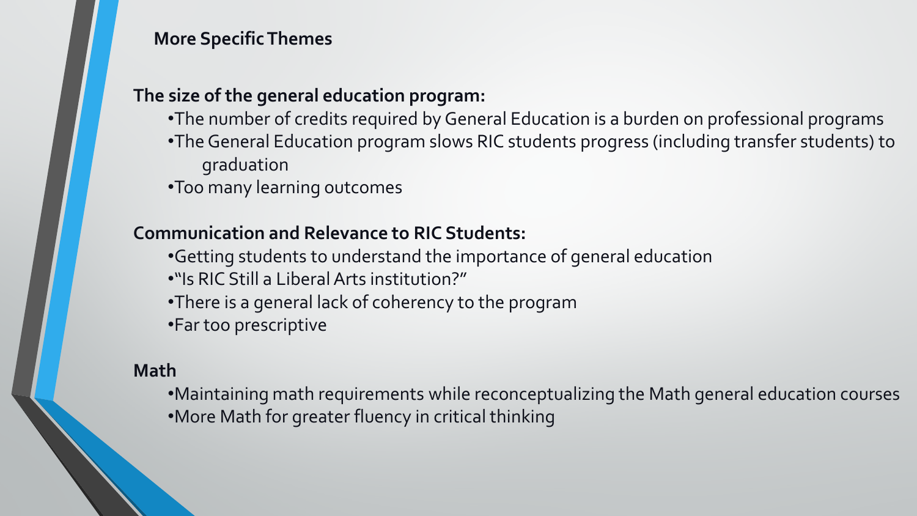## More Specific Themes

**The size of the general education program:**

- The number of credits required by General Education is a burden on professional programs
- The General Education program slows RIC students progress (including transfer students) to graduation
- Too many learning outcomes

**Communication and Relevance to RIC Students:**

- Getting students to understand the importance of general education
- "Is RIC Still a Liberal Arts institution?"
- There is a general lack of coherency to the program
- Far too prescriptive

**Math**

- Maintaining math requirements while reconceptualizing the Math general education courses
- More Math for greater fluency in critical thinking